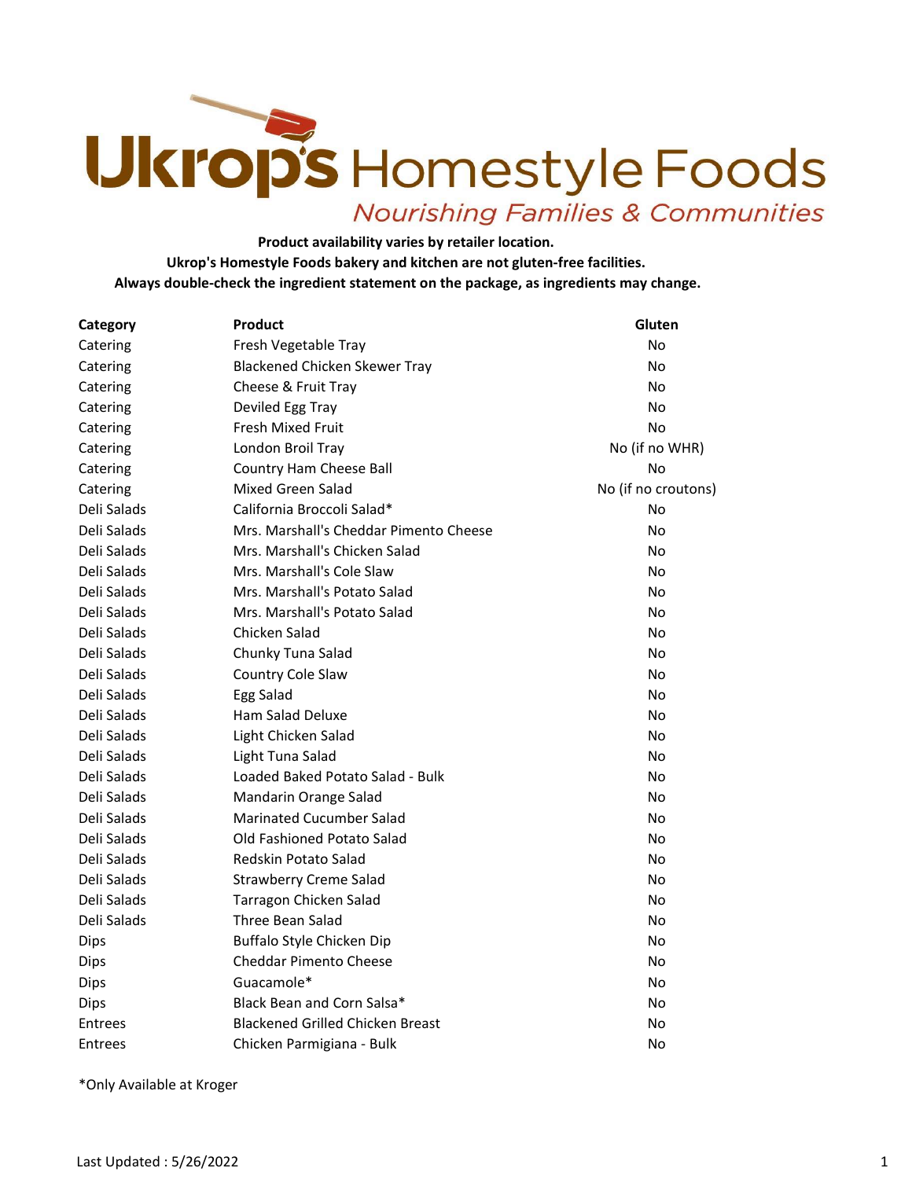# Ukrop's Homestyle Foods

*Nourishing Families & Communities*

**Product availability varies by retailer location.**
**Ukrop's Homestyle Foods bakery and kitchen are not gluten-free facilities.**
**Always double-check the ingredient statement on the package, as ingredients may change.**

| Category | Product | Gluten |
|---|---|---|
| Catering | Fresh Vegetable Tray | No |
| Catering | Blackened Chicken Skewer Tray | No |
| Catering | Cheese & Fruit Tray | No |
| Catering | Deviled Egg Tray | No |
| Catering | Fresh Mixed Fruit | No |
| Catering | London Broil Tray | No (if no WHR) |
| Catering | Country Ham Cheese Ball | No |
| Catering | Mixed Green Salad | No (if no croutons) |
| Deli Salads | California Broccoli Salad* | No |
| Deli Salads | Mrs. Marshall's Cheddar Pimento Cheese | No |
| Deli Salads | Mrs. Marshall's Chicken Salad | No |
| Deli Salads | Mrs. Marshall's Cole Slaw | No |
| Deli Salads | Mrs. Marshall's Potato Salad | No |
| Deli Salads | Mrs. Marshall's Potato Salad | No |
| Deli Salads | Chicken Salad | No |
| Deli Salads | Chunky Tuna Salad | No |
| Deli Salads | Country Cole Slaw | No |
| Deli Salads | Egg Salad | No |
| Deli Salads | Ham Salad Deluxe | No |
| Deli Salads | Light Chicken Salad | No |
| Deli Salads | Light Tuna Salad | No |
| Deli Salads | Loaded Baked Potato Salad - Bulk | No |
| Deli Salads | Mandarin Orange Salad | No |
| Deli Salads | Marinated Cucumber Salad | No |
| Deli Salads | Old Fashioned Potato Salad | No |
| Deli Salads | Redskin Potato Salad | No |
| Deli Salads | Strawberry Creme Salad | No |
| Deli Salads | Tarragon Chicken Salad | No |
| Deli Salads | Three Bean Salad | No |
| Dips | Buffalo Style Chicken Dip | No |
| Dips | Cheddar Pimento Cheese | No |
| Dips | Guacamole* | No |
| Dips | Black Bean and Corn Salsa* | No |
| Entrees | Blackened Grilled Chicken Breast | No |
| Entrees | Chicken Parmigiana - Bulk | No |

*Only Available at Kroger

Last Updated : 5/26/2022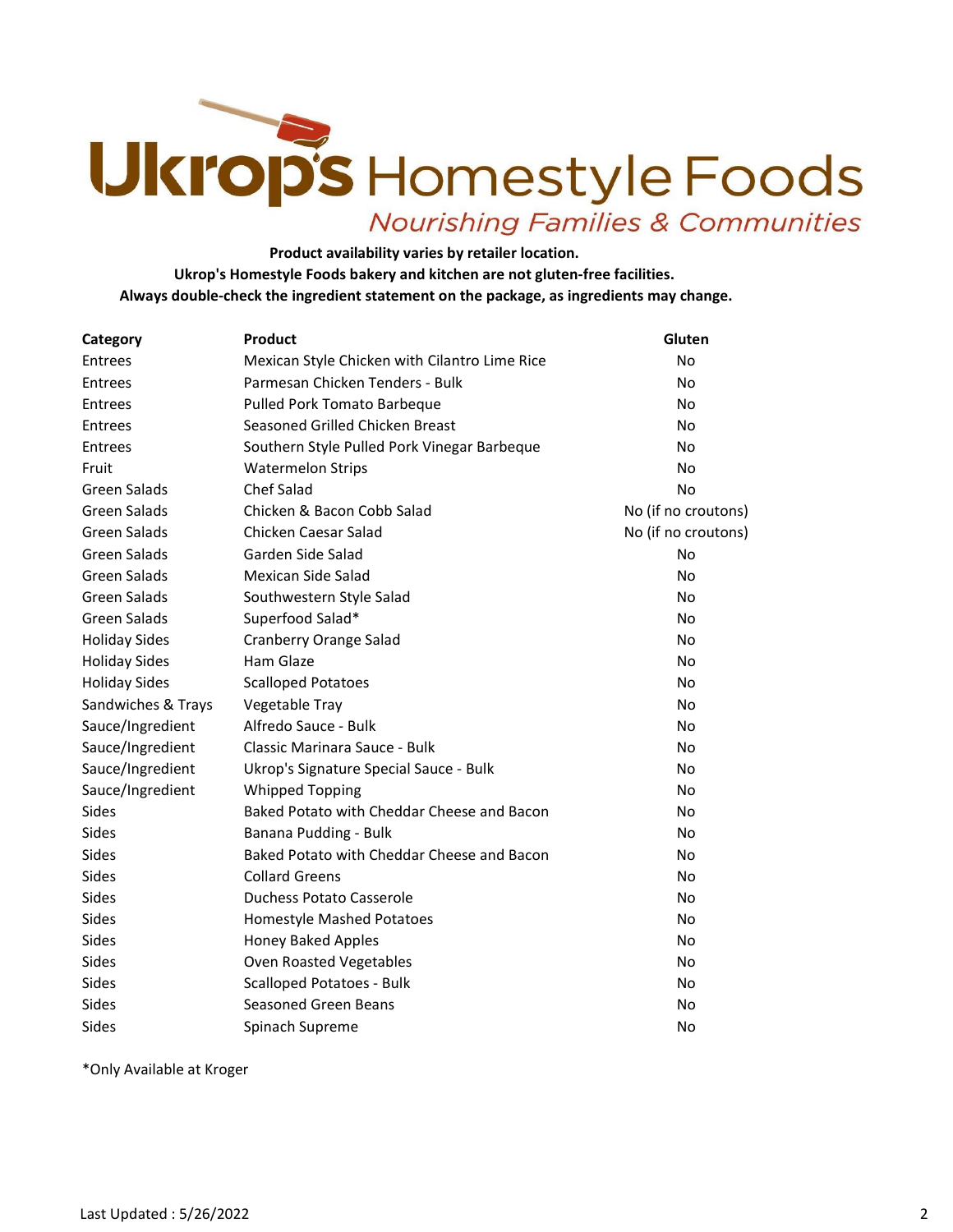# Ukrop's Homestyle Foods

*Nourishing Families & Communities*

**Product availability varies by retailer location.**
**Ukrop's Homestyle Foods bakery and kitchen are not gluten-free facilities.**
**Always double-check the ingredient statement on the package, as ingredients may change.**

| Category | Product | Gluten |
|---|---|---|
| Entrees | Mexican Style Chicken with Cilantro Lime Rice | No |
| Entrees | Parmesan Chicken Tenders - Bulk | No |
| Entrees | Pulled Pork Tomato Barbeque | No |
| Entrees | Seasoned Grilled Chicken Breast | No |
| Entrees | Southern Style Pulled Pork Vinegar Barbeque | No |
| Fruit | Watermelon Strips | No |
| Green Salads | Chef Salad | No |
| Green Salads | Chicken & Bacon Cobb Salad | No (if no croutons) |
| Green Salads | Chicken Caesar Salad | No (if no croutons) |
| Green Salads | Garden Side Salad | No |
| Green Salads | Mexican Side Salad | No |
| Green Salads | Southwestern Style Salad | No |
| Green Salads | Superfood Salad* | No |
| Holiday Sides | Cranberry Orange Salad | No |
| Holiday Sides | Ham Glaze | No |
| Holiday Sides | Scalloped Potatoes | No |
| Sandwiches & Trays | Vegetable Tray | No |
| Sauce/Ingredient | Alfredo Sauce - Bulk | No |
| Sauce/Ingredient | Classic Marinara Sauce - Bulk | No |
| Sauce/Ingredient | Ukrop's Signature Special Sauce - Bulk | No |
| Sauce/Ingredient | Whipped Topping | No |
| Sides | Baked Potato with Cheddar Cheese and Bacon | No |
| Sides | Banana Pudding - Bulk | No |
| Sides | Baked Potato with Cheddar Cheese and Bacon | No |
| Sides | Collard Greens | No |
| Sides | Duchess Potato Casserole | No |
| Sides | Homestyle Mashed Potatoes | No |
| Sides | Honey Baked Apples | No |
| Sides | Oven Roasted Vegetables | No |
| Sides | Scalloped Potatoes - Bulk | No |
| Sides | Seasoned Green Beans | No |
| Sides | Spinach Supreme | No |

*Only Available at Kroger

Last Updated : 5/26/2022